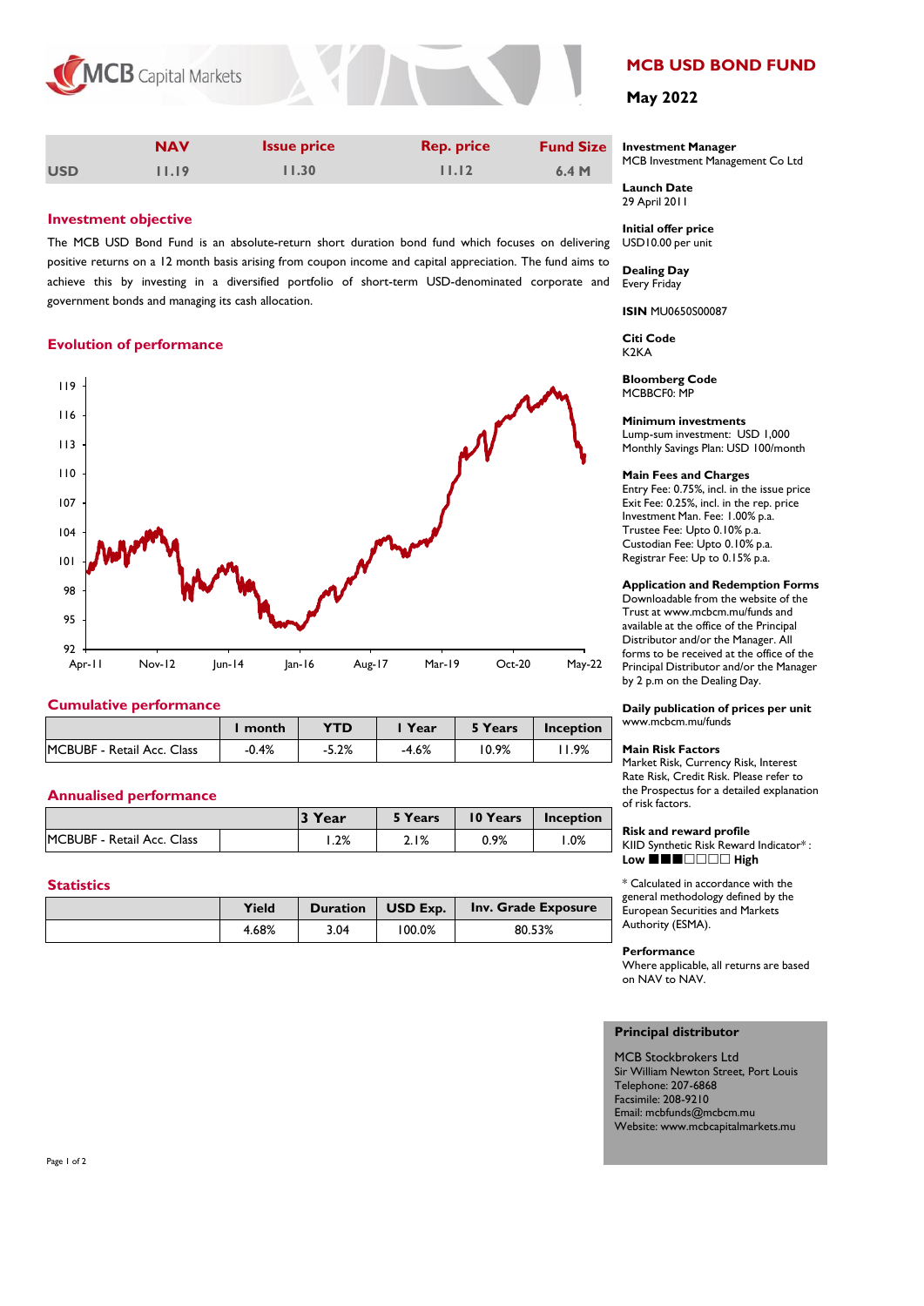# MCB USD BOND FUND

**May 2022**

| | NAV | Issue price | Rep. price | Fund Size |
|---|---|---|---|---|
| USD | 11.19 | 11.30 | 11.12 | 6.4 M |

## Investment objective

The MCB USD Bond Fund is an absolute-return short duration bond fund which focuses on delivering positive returns on a 12 month basis arising from coupon income and capital appreciation. The fund aims to achieve this by investing in a diversified portfolio of short-term USD-denominated corporate and government bonds and managing its cash allocation.

## Evolution of performance

## Cumulative performance

| | 1 month | YTD | 1 Year | 5 Years | Inception |
|---|---|---|---|---|---|
| MCBUBF - Retail Acc. Class | -0.4% | -5.2% | -4.6% | 10.9% | 11.9% |

## Annualised performance

| | | 3 Year | 5 Years | 10 Years | Inception |
|---|---|---|---|---|---|
| MCBUBF - Retail Acc. Class | | 1.2% | 2.1% | 0.9% | 1.0% |

## Statistics

| | Yield | Duration | USD Exp. | Inv. Grade Exposure |
|---|---|---|---|---|
| | 4.68% | 3.04 | 100.0% | 80.53% |

**Investment Manager**
MCB Investment Management Co Ltd

**Launch Date**
29 April 2011

**Initial offer price**
USD10.00 per unit

**Dealing Day**
Every Friday

**ISIN** MU0650S00087

**Citi Code**
K2KA

**Bloomberg Code**
MCBBCF0: MP

**Minimum investments**
Lump-sum investment: USD 1,000
Monthly Savings Plan: USD 100/month

**Main Fees and Charges**
Entry Fee: 0.75%, incl. in the issue price
Exit Fee: 0.25%, incl. in the rep. price
Investment Man. Fee: 1.00% p.a.
Trustee Fee: Upto 0.10% p.a.
Custodian Fee: Upto 0.10% p.a.
Registrar Fee: Up to 0.15% p.a.

**Application and Redemption Forms**
Downloadable from the website of the Trust at www.mcbcm.mu/funds and available at the office of the Principal Distributor and/or the Manager. All forms to be received at the office of the Principal Distributor and/or the Manager by 2 p.m on the Dealing Day.

**Daily publication of prices per unit**
www.mcbcm.mu/funds

**Main Risk Factors**
Market Risk, Currency Risk, Interest Rate Risk, Credit Risk. Please refer to the Prospectus for a detailed explanation of risk factors.

**Risk and reward profile**
KIID Synthetic Risk Reward Indicator* :
**Low** ■■■□□□□ **High**

* Calculated in accordance with the general methodology defined by the European Securities and Markets Authority (ESMA).

**Performance**
Where applicable, all returns are based on NAV to NAV.

**Principal distributor**

MCB Stockbrokers Ltd
Sir William Newton Street, Port Louis
Telephone: 207-6868
Facsimile: 208-9210
Email: mcbfunds@mcbcm.mu
Website: www.mcbcapitalmarkets.mu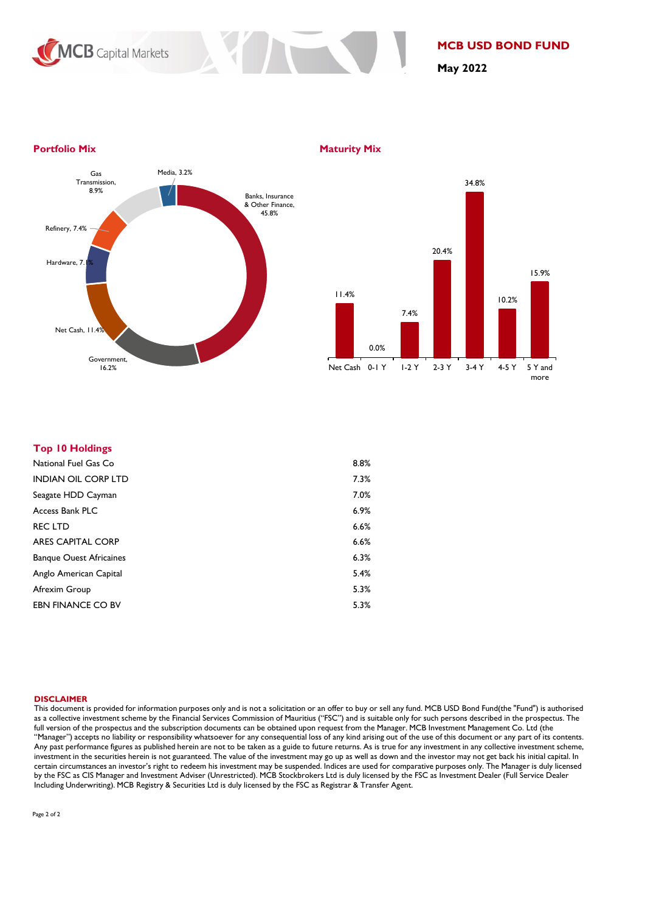# MCB USD BOND FUND

**May 2022**

## Portfolio Mix

Media, 3.2%
Gas Transmission, 8.9%
Banks, Insurance & Other Finance, 45.8%
Refinery, 7.4%
Hardware, 7.1%
Net Cash, 11.4%
Government, 16.2%

## Maturity Mix

11.4%
0.0%
7.4%
20.4%
34.8%
10.2%
15.9%

Net Cash
0-1 Y
1-2 Y
2-3 Y
3-4 Y
4-5 Y
5 Y and more

## Top 10 Holdings

| | |
|---|---|
| National Fuel Gas Co | 8.8% |
| INDIAN OIL CORP LTD | 7.3% |
| Seagate HDD Cayman | 7.0% |
| Access Bank PLC | 6.9% |
| REC LTD | 6.6% |
| ARES CAPITAL CORP | 6.6% |
| Banque Ouest Africaines | 6.3% |
| Anglo American Capital | 5.4% |
| Afrexim Group | 5.3% |
| EBN FINANCE CO BV | 5.3% |

**DISCLAIMER**

This document is provided for information purposes only and is not a solicitation or an offer to buy or sell any fund. MCB USD Bond Fund(the "Fund") is authorised as a collective investment scheme by the Financial Services Commission of Mauritius ("FSC") and is suitable only for such persons described in the prospectus. The full version of the prospectus and the subscription documents can be obtained upon request from the Manager. MCB Investment Management Co. Ltd (the "Manager") accepts no liability or responsibility whatsoever for any consequential loss of any kind arising out of the use of this document or any part of its contents. Any past performance figures as published herein are not to be taken as a guide to future returns. As is true for any investment in any collective investment scheme, investment in the securities herein is not guaranteed. The value of the investment may go up as well as down and the investor may not get back his initial capital. In certain circumstances an investor's right to redeem his investment may be suspended. Indices are used for comparative purposes only. The Manager is duly licensed by the FSC as CIS Manager and Investment Adviser (Unrestricted). MCB Stockbrokers Ltd is duly licensed by the FSC as Investment Dealer (Full Service Dealer Including Underwriting). MCB Registry & Securities Ltd is duly licensed by the FSC as Registrar & Transfer Agent.